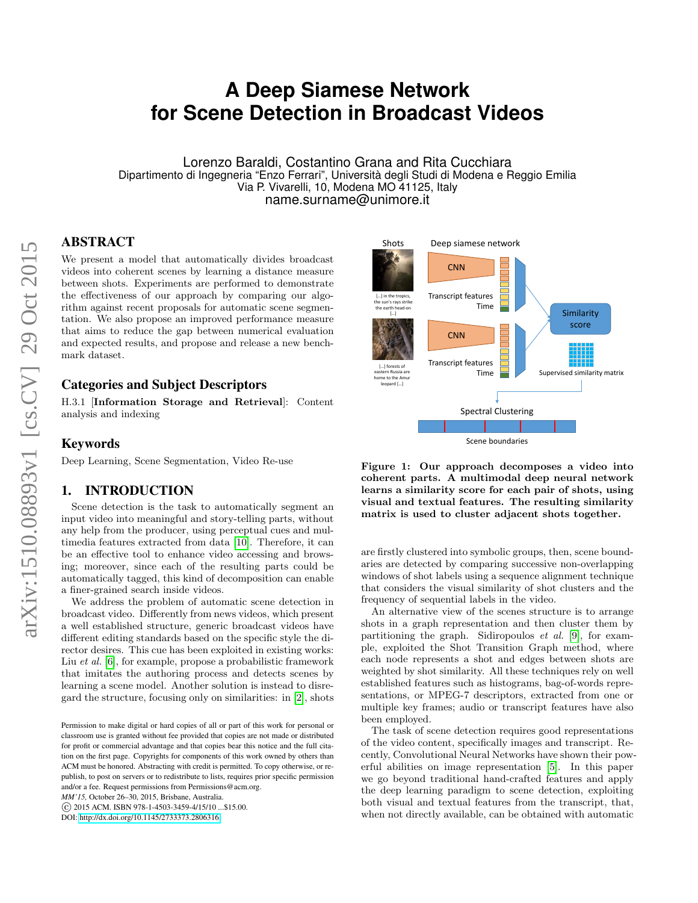# A Deep Siamese Network for Scene Detection in Broadcast Videos

Lorenzo Baraldi, Costantino Grana and Rita Cucchiara
Dipartimento di Ingegneria "Enzo Ferrari", Università degli Studi di Modena e Reggio Emilia
Via P. Vivarelli, 10, Modena MO 41125, Italy
name.surname@unimore.it

## ABSTRACT

We present a model that automatically divides broadcast videos into coherent scenes by learning a distance measure between shots. Experiments are performed to demonstrate the effectiveness of our approach by comparing our algorithm against recent proposals for automatic scene segmentation. We also propose an improved performance measure that aims to reduce the gap between numerical evaluation and expected results, and propose and release a new benchmark dataset.

## Categories and Subject Descriptors

H.3.1 [**Information Storage and Retrieval**]: Content analysis and indexing

## Keywords

Deep Learning, Scene Segmentation, Video Re-use

## 1. INTRODUCTION

Scene detection is the task to automatically segment an input video into meaningful and story-telling parts, without any help from the producer, using perceptual cues and multimedia features extracted from data [10]. Therefore, it can be an effective tool to enhance video accessing and browsing; moreover, since each of the resulting parts could be automatically tagged, this kind of decomposition can enable a finer-grained search inside videos.

We address the problem of automatic scene detection in broadcast video. Differently from news videos, which present a well established structure, generic broadcast videos have different editing standards based on the specific style the director desires. This cue has been exploited in existing works: Liu *et al.* [6], for example, propose a probabilistic framework that imitates the authoring process and detects scenes by learning a scene model. Another solution is instead to disregard the structure, focusing only on similarities: in [2], shots are firstly clustered into symbolic groups, then, scene boundaries are detected by comparing successive non-overlapping windows of shot labels using a sequence alignment technique that considers the visual similarity of shot clusters and the frequency of sequential labels in the video.

An alternative view of the scenes structure is to arrange shots in a graph representation and then cluster them by partitioning the graph. Sidiropoulos *et al.* [9], for example, exploited the Shot Transition Graph method, where each node represents a shot and edges between shots are weighted by shot similarity. All these techniques rely on well established features such as histograms, bag-of-words representations, or MPEG-7 descriptors, extracted from one or multiple key frames; audio or transcript features have also been employed.

The task of scene detection requires good representations of the video content, specifically images and transcript. Recently, Convolutional Neural Networks have shown their powerful abilities on image representation [5]. In this paper we go beyond traditional hand-crafted features and apply the deep learning paradigm to scene detection, exploiting both visual and textual features from the transcript, that, when not directly available, can be obtained with automatic

**Figure 1: Our approach decomposes a video into coherent parts. A multimodal deep neural network learns a similarity score for each pair of shots, using visual and textual features. The resulting similarity matrix is used to cluster adjacent shots together.**

Permission to make digital or hard copies of all or part of this work for personal or classroom use is granted without fee provided that copies are not made or distributed for profit or commercial advantage and that copies bear this notice and the full citation on the first page. Copyrights for components of this work owned by others than ACM must be honored. Abstracting with credit is permitted. To copy otherwise, or republish, to post on servers or to redistribute to lists, requires prior specific permission and/or a fee. Request permissions from Permissions@acm.org.
*MM'15,* October 26–30, 2015, Brisbane, Australia.
© 2015 ACM. ISBN 978-1-4503-3459-4/15/10 ...$15.00.
DOI: http://dx.doi.org/10.1145/2733373.2806316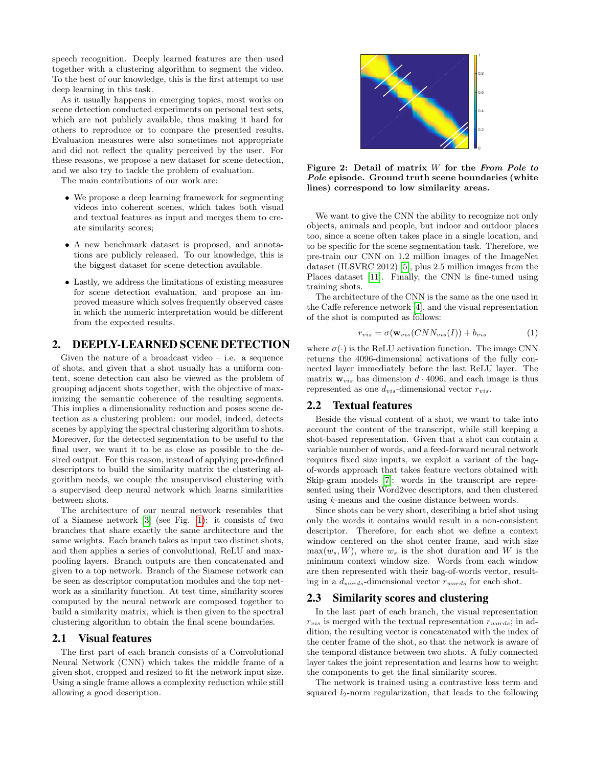speech recognition. Deeply learned features are then used together with a clustering algorithm to segment the video. To the best of our knowledge, this is the first attempt to use deep learning in this task.

As it usually happens in emerging topics, most works on scene detection conducted experiments on personal test sets, which are not publicly available, thus making it hard for others to reproduce or to compare the presented results. Evaluation measures were also sometimes not appropriate and did not reflect the quality perceived by the user. For these reasons, we propose a new dataset for scene detection, and we also try to tackle the problem of evaluation.

The main contributions of our work are:

- We propose a deep learning framework for segmenting videos into coherent scenes, which takes both visual and textual features as input and merges them to create similarity scores;
- A new benchmark dataset is proposed, and annotations are publicly released. To our knowledge, this is the biggest dataset for scene detection available.
- Lastly, we address the limitations of existing measures for scene detection evaluation, and propose an improved measure which solves frequently observed cases in which the numeric interpretation would be different from the expected results.

## 2. DEEPLY-LEARNED SCENE DETECTION

Given the nature of a broadcast video – i.e. a sequence of shots, and given that a shot usually has a uniform content, scene detection can also be viewed as the problem of grouping adjacent shots together, with the objective of maximizing the semantic coherence of the resulting segments. This implies a dimensionality reduction and poses scene detection as a clustering problem: our model, indeed, detects scenes by applying the spectral clustering algorithm to shots. Moreover, for the detected segmentation to be useful to the final user, we want it to be as close as possible to the desired output. For this reason, instead of applying pre-defined descriptors to build the similarity matrix the clustering algorithm needs, we couple the unsupervised clustering with a supervised deep neural network which learns similarities between shots.

The architecture of our neural network resembles that of a Siamese network [3] (see Fig. 1): it consists of two branches that share exactly the same architecture and the same weights. Each branch takes as input two distinct shots, and then applies a series of convolutional, ReLU and max-pooling layers. Branch outputs are then concatenated and given to a top network. Branch of the Siamese network can be seen as descriptor computation modules and the top network as a similarity function. At test time, similarity scores computed by the neural network are composed together to build a similarity matrix, which is then given to the spectral clustering algorithm to obtain the final scene boundaries.

### 2.1 Visual features

The first part of each branch consists of a Convolutional Neural Network (CNN) which takes the middle frame of a given shot, cropped and resized to fit the network input size. Using a single frame allows a complexity reduction while still allowing a good description.

1
0.8
0.6
0.4
0.2
0

**Figure 2: Detail of matrix $W$ for the *From Pole to Pole* episode. Ground truth scene boundaries (white lines) correspond to low similarity areas.**

We want to give the CNN the ability to recognize not only objects, animals and people, but indoor and outdoor places too, since a scene often takes place in a single location, and to be specific for the scene segmentation task. Therefore, we pre-train our CNN on 1.2 million images of the ImageNet dataset (ILSVRC 2012) [5], plus 2.5 million images from the Places dataset [11]. Finally, the CNN is fine-tuned using training shots.

The architecture of the CNN is the same as the one used in the Caffe reference network [4], and the visual representation of the shot is computed as follows:

$$r_{vis} = \sigma(\mathbf{w}_{vis}(CNN_{vis}(I)) + b_{vis} \tag{1}$$

where $\sigma(\cdot)$ is the ReLU activation function. The image CNN returns the 4096-dimensional activations of the fully connected layer immediately before the last ReLU layer. The matrix $\mathbf{w}_{vis}$ has dimension $d \cdot 4096$, and each image is thus represented as one $d_{vis}$-dimensional vector $r_{vis}$.

### 2.2 Textual features

Beside the visual content of a shot, we want to take into account the content of the transcript, while still keeping a shot-based representation. Given that a shot can contain a variable number of words, and a feed-forward neural network requires fixed size inputs, we exploit a variant of the bag-of-words approach that takes feature vectors obtained with Skip-gram models [7]: words in the transcript are represented using their Word2vec descriptors, and then clustered using $k$-means and the cosine distance between words.

Since shots can be very short, describing a brief shot using only the words it contains would result in a non-consistent descriptor. Therefore, for each shot we define a context window centered on the shot center frame, and with size $\max(w_s, W)$, where $w_s$ is the shot duration and $W$ is the minimum context window size. Words from each window are then represented with their bag-of-words vector, resulting in a $d_{words}$-dimensional vector $r_{words}$ for each shot.

### 2.3 Similarity scores and clustering

In the last part of each branch, the visual representation $r_{vis}$ is merged with the textual representation $r_{words}$; in addition, the resulting vector is concatenated with the index of the center frame of the shot, so that the network is aware of the temporal distance between two shots. A fully connected layer takes the joint representation and learns how to weight the components to get the final similarity scores.

The network is trained using a contrastive loss term and squared $l_2$-norm regularization, that leads to the following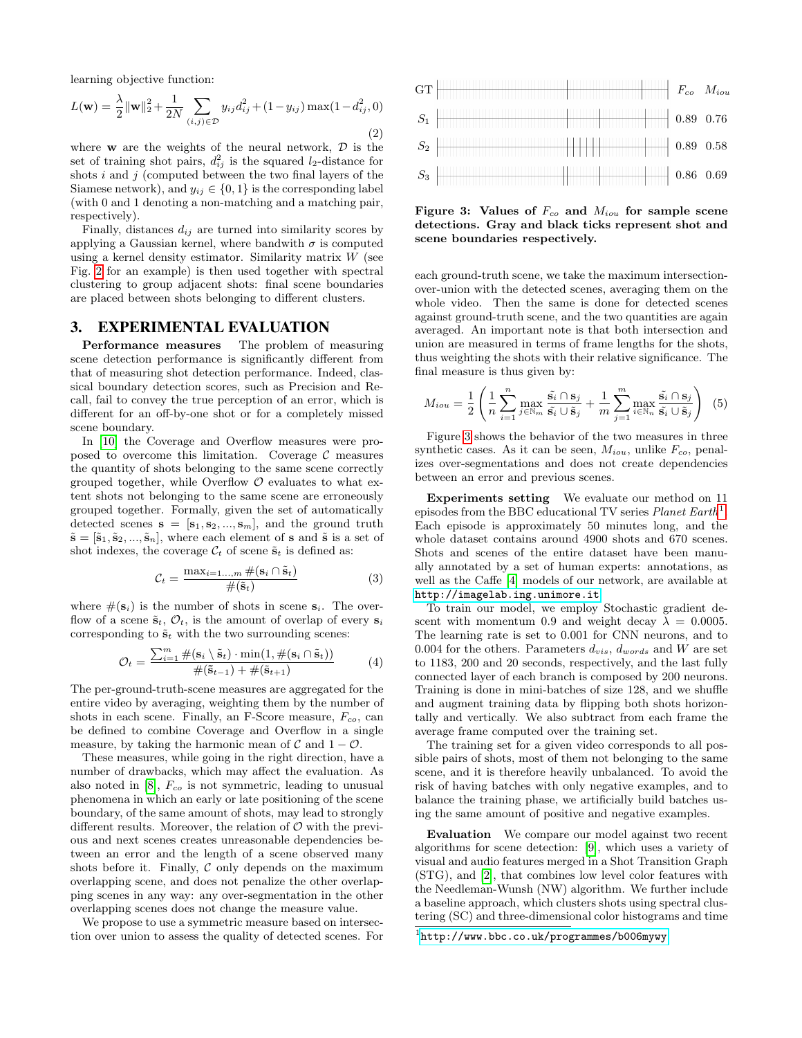learning objective function:

$$L(\mathbf{w}) = \frac{\lambda}{2}\|\mathbf{w}\|_2^2 + \frac{1}{2N}\sum_{(i,j)\in\mathcal{D}} y_{ij}d_{ij}^2 + (1-y_{ij})\max(1-d_{ij}^2, 0) \tag{2}$$

where $\mathbf{w}$ are the weights of the neural network, $\mathcal{D}$ is the set of training shot pairs, $d_{ij}^2$ is the squared $l_2$-distance for shots $i$ and $j$ (computed between the two final layers of the Siamese network), and $y_{ij} \in \{0, 1\}$ is the corresponding label (with 0 and 1 denoting a non-matching and a matching pair, respectively).

Finally, distances $d_{ij}$ are turned into similarity scores by applying a Gaussian kernel, where bandwith $\sigma$ is computed using a kernel density estimator. Similarity matrix $W$ (see Fig. 2 for an example) is then used together with spectral clustering to group adjacent shots: final scene boundaries are placed between shots belonging to different clusters.

## 3. EXPERIMENTAL EVALUATION

**Performance measures** The problem of measuring scene detection performance is significantly different from that of measuring shot detection performance. Indeed, classical boundary detection scores, such as Precision and Recall, fail to convey the true perception of an error, which is different for an off-by-one shot or for a completely missed scene boundary.

In [10] the Coverage and Overflow measures were proposed to overcome this limitation. Coverage $\mathcal{C}$ measures the quantity of shots belonging to the same scene correctly grouped together, while Overflow $\mathcal{O}$ evaluates to what extent shots not belonging to the same scene are erroneously grouped together. Formally, given the set of automatically detected scenes $\mathbf{s} = [\mathbf{s}_1, \mathbf{s}_2, ..., \mathbf{s}_m]$, and the ground truth $\tilde{\mathbf{s}} = [\tilde{\mathbf{s}}_1, \tilde{\mathbf{s}}_2, ..., \tilde{\mathbf{s}}_n]$, where each element of $\mathbf{s}$ and $\tilde{\mathbf{s}}$ is a set of shot indexes, the coverage $\mathcal{C}_t$ of scene $\tilde{\mathbf{s}}_t$ is defined as:

$$\mathcal{C}_t = \frac{\max_{i=1...,m} \#(\mathbf{s}_i \cap \tilde{\mathbf{s}}_t)}{\#(\tilde{\mathbf{s}}_t)} \tag{3}$$

where $\#(\mathbf{s}_i)$ is the number of shots in scene $\mathbf{s}_i$. The overflow of a scene $\tilde{\mathbf{s}}_t$, $\mathcal{O}_t$, is the amount of overlap of every $\mathbf{s}_i$ corresponding to $\tilde{\mathbf{s}}_t$ with the two surrounding scenes:

$$\mathcal{O}_t = \frac{\sum_{i=1}^{m} \#(\mathbf{s}_i \setminus \tilde{\mathbf{s}}_t) \cdot \min(1, \#(\mathbf{s}_i \cap \tilde{\mathbf{s}}_t))}{\#(\tilde{\mathbf{s}}_{t-1}) + \#(\tilde{\mathbf{s}}_{t+1})} \tag{4}$$

The per-ground-truth-scene measures are aggregated for the entire video by averaging, weighting them by the number of shots in each scene. Finally, an F-Score measure, $F_{co}$, can be defined to combine Coverage and Overflow in a single measure, by taking the harmonic mean of $\mathcal{C}$ and $1 - \mathcal{O}$.

These measures, while going in the right direction, have a number of drawbacks, which may affect the evaluation. As also noted in [8], $F_{co}$ is not symmetric, leading to unusual phenomena in which an early or late positioning of the scene boundary, of the same amount of shots, may lead to strongly different results. Moreover, the relation of $\mathcal{O}$ with the previous and next scenes creates unreasonable dependencies between an error and the length of a scene observed many shots before it. Finally, $\mathcal{C}$ only depends on the maximum overlapping scene, and does not penalize the other overlapping scenes in any way: any over-segmentation in the other overlapping scenes does not change the measure value.

We propose to use a symmetric measure based on intersection over union to assess the quality of detected scenes. For each ground-truth scene, we take the maximum intersection-over-union with the detected scenes, averaging them on the whole video. Then the same is done for detected scenes against ground-truth scene, and the two quantities are again averaged. An important note is that both intersection and union are measured in terms of frame lengths for the shots, thus weighting the shots with their relative significance. The final measure is thus given by:

$$M_{iou} = \frac{1}{2}\left(\frac{1}{n}\sum_{i=1}^{n} \max_{j\in\mathbb{N}_m} \frac{\tilde{\mathbf{s}}_i \cap \mathbf{s}_j}{\tilde{\mathbf{s}}_i \cup \mathbf{s}_j} + \frac{1}{m}\sum_{j=1}^{m} \max_{i\in\mathbb{N}_n} \frac{\tilde{\mathbf{s}}_i \cap \mathbf{s}_j}{\tilde{\mathbf{s}}_i \cup \tilde{\mathbf{s}}_j}\right) \tag{5}$$

| | $F_{co}$ | $M_{iou}$ |
|---|---|---|
| GT | | |
| $S_1$ | 0.89 | 0.76 |
| $S_2$ | 0.89 | 0.58 |
| $S_3$ | 0.86 | 0.69 |

**Figure 3: Values of $F_{co}$ and $M_{iou}$ for sample scene detections. Gray and black ticks represent shot and scene boundaries respectively.**

Figure 3 shows the behavior of the two measures in three synthetic cases. As it can be seen, $M_{iou}$, unlike $F_{co}$, penalizes over-segmentations and does not create dependencies between an error and previous scenes.

**Experiments setting** We evaluate our method on 11 episodes from the BBC educational TV series *Planet Earth*[1]. Each episode is approximately 50 minutes long, and the whole dataset contains around 4900 shots and 670 scenes. Shots and scenes of the entire dataset have been manually annotated by a set of human experts: annotations, as well as the Caffe [4] models of our network, are available at http://imagelab.ing.unimore.it.

To train our model, we employ Stochastic gradient descent with momentum 0.9 and weight decay $\lambda = 0.0005$. The learning rate is set to 0.001 for CNN neurons, and to 0.004 for the others. Parameters $d_{vis}$, $d_{words}$ and $W$ are set to 1183, 200 and 20 seconds, respectively, and the last fully connected layer of each branch is composed by 200 neurons. Training is done in mini-batches of size 128, and we shuffle and augment training data by flipping both shots horizontally and vertically. We also subtract from each frame the average frame computed over the training set.

The training set for a given video corresponds to all possible pairs of shots, most of them not belonging to the same scene, and it is therefore heavily unbalanced. To avoid the risk of having batches with only negative examples, and to balance the training phase, we artificially build batches using the same amount of positive and negative examples.

**Evaluation** We compare our model against two recent algorithms for scene detection: [9], which uses a variety of visual and audio features merged in a Shot Transition Graph (STG), and [2], that combines low level color features with the Needleman-Wunsh (NW) algorithm. We further include a baseline approach, which clusters shots using spectral clustering (SC) and three-dimensional color histograms and time

[1] http://www.bbc.co.uk/programmes/b006mywy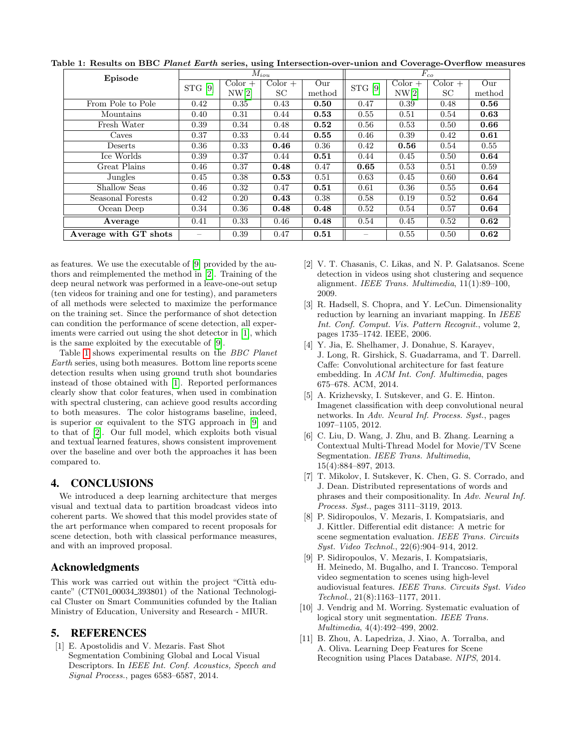**Table 1: Results on BBC *Planet Earth* series, using Intersection-over-union and Coverage-Overflow measures**

| Episode | $M_{iou}$ | | | | $F_{co}$ | | | |
|---|---|---|---|---|---|---|---|---|
| | STG [9] | Color + NW[2] | Color + SC | Our method | STG [9] | Color + NW[2] | Color + SC | Our method |
| From Pole to Pole | 0.42 | 0.35 | 0.43 | **0.50** | 0.47 | 0.39 | 0.48 | **0.56** |
| Mountains | 0.40 | 0.31 | 0.44 | **0.53** | 0.55 | 0.51 | 0.54 | **0.63** |
| Fresh Water | 0.39 | 0.34 | 0.48 | **0.52** | 0.56 | 0.53 | 0.50 | **0.66** |
| Caves | 0.37 | 0.33 | 0.44 | **0.55** | 0.46 | 0.39 | 0.42 | **0.61** |
| Deserts | 0.36 | 0.33 | **0.46** | 0.36 | 0.42 | **0.56** | 0.54 | 0.55 |
| Ice Worlds | 0.39 | 0.37 | 0.44 | **0.51** | 0.44 | 0.45 | 0.50 | **0.64** |
| Great Plains | 0.46 | 0.37 | **0.48** | 0.47 | **0.65** | 0.53 | 0.51 | 0.59 |
| Jungles | 0.45 | 0.38 | **0.53** | 0.51 | 0.63 | 0.45 | 0.60 | **0.64** |
| Shallow Seas | 0.46 | 0.32 | 0.47 | **0.51** | 0.61 | 0.36 | 0.55 | **0.64** |
| Seasonal Forests | 0.42 | 0.20 | **0.43** | 0.38 | 0.58 | 0.19 | 0.52 | **0.64** |
| Ocean Deep | 0.34 | 0.36 | **0.48** | **0.48** | 0.52 | 0.54 | 0.57 | **0.64** |
| **Average** | 0.41 | 0.33 | 0.46 | **0.48** | 0.54 | 0.45 | 0.52 | **0.62** |
| **Average with GT shots** | – | 0.39 | 0.47 | **0.51** | – | 0.55 | 0.50 | **0.62** |

as features. We use the executable of [9] provided by the authors and reimplemented the method in [2]. Training of the deep neural network was performed in a leave-one-out setup (ten videos for training and one for testing), and parameters of all methods were selected to maximize the performance on the training set. Since the performance of shot detection can condition the performance of scene detection, all experiments were carried out using the shot detector in [1], which is the same exploited by the executable of [9].

Table 1 shows experimental results on the *BBC Planet Earth* series, using both measures. Bottom line reports scene detection results when using ground truth shot boundaries instead of those obtained with [1]. Reported performances clearly show that color features, when used in combination with spectral clustering, can achieve good results according to both measures. The color histograms baseline, indeed, is superior or equivalent to the STG approach in [9] and to that of [2]. Our full model, which exploits both visual and textual learned features, shows consistent improvement over the baseline and over both the approaches it has been compared to.

# 4. CONCLUSIONS

We introduced a deep learning architecture that merges visual and textual data to partition broadcast videos into coherent parts. We showed that this model provides state of the art performance when compared to recent proposals for scene detection, both with classical performance measures, and with an improved proposal.

## Acknowledgments

This work was carried out within the project "Città educante" (CTN01_00034_393801) of the National Technological Cluster on Smart Communities cofunded by the Italian Ministry of Education, University and Research - MIUR.

# 5. REFERENCES

[1] E. Apostolidis and V. Mezaris. Fast Shot Segmentation Combining Global and Local Visual Descriptors. In *IEEE Int. Conf. Acoustics, Speech and Signal Process.*, pages 6583–6587, 2014.

[2] V. T. Chasanis, C. Likas, and N. P. Galatsanos. Scene detection in videos using shot clustering and sequence alignment. *IEEE Trans. Multimedia*, 11(1):89–100, 2009.

[3] R. Hadsell, S. Chopra, and Y. LeCun. Dimensionality reduction by learning an invariant mapping. In *IEEE Int. Conf. Comput. Vis. Pattern Recognit.*, volume 2, pages 1735–1742. IEEE, 2006.

[4] Y. Jia, E. Shelhamer, J. Donahue, S. Karayev, J. Long, R. Girshick, S. Guadarrama, and T. Darrell. Caffe: Convolutional architecture for fast feature embedding. In *ACM Int. Conf. Multimedia*, pages 675–678. ACM, 2014.

[5] A. Krizhevsky, I. Sutskever, and G. E. Hinton. Imagenet classification with deep convolutional neural networks. In *Adv. Neural Inf. Process. Syst.*, pages 1097–1105, 2012.

[6] C. Liu, D. Wang, J. Zhu, and B. Zhang. Learning a Contextual Multi-Thread Model for Movie/TV Scene Segmentation. *IEEE Trans. Multimedia*, 15(4):884–897, 2013.

[7] T. Mikolov, I. Sutskever, K. Chen, G. S. Corrado, and J. Dean. Distributed representations of words and phrases and their compositionality. In *Adv. Neural Inf. Process. Syst.*, pages 3111–3119, 2013.

[8] P. Sidiropoulos, V. Mezaris, I. Kompatsiaris, and J. Kittler. Differential edit distance: A metric for scene segmentation evaluation. *IEEE Trans. Circuits Syst. Video Technol.*, 22(6):904–914, 2012.

[9] P. Sidiropoulos, V. Mezaris, I. Kompatsiaris, H. Meinedo, M. Bugalho, and I. Trancoso. Temporal video segmentation to scenes using high-level audiovisual features. *IEEE Trans. Circuits Syst. Video Technol.*, 21(8):1163–1177, 2011.

[10] J. Vendrig and M. Worring. Systematic evaluation of logical story unit segmentation. *IEEE Trans. Multimedia*, 4(4):492–499, 2002.

[11] B. Zhou, A. Lapedriza, J. Xiao, A. Torralba, and A. Oliva. Learning Deep Features for Scene Recognition using Places Database. *NIPS*, 2014.